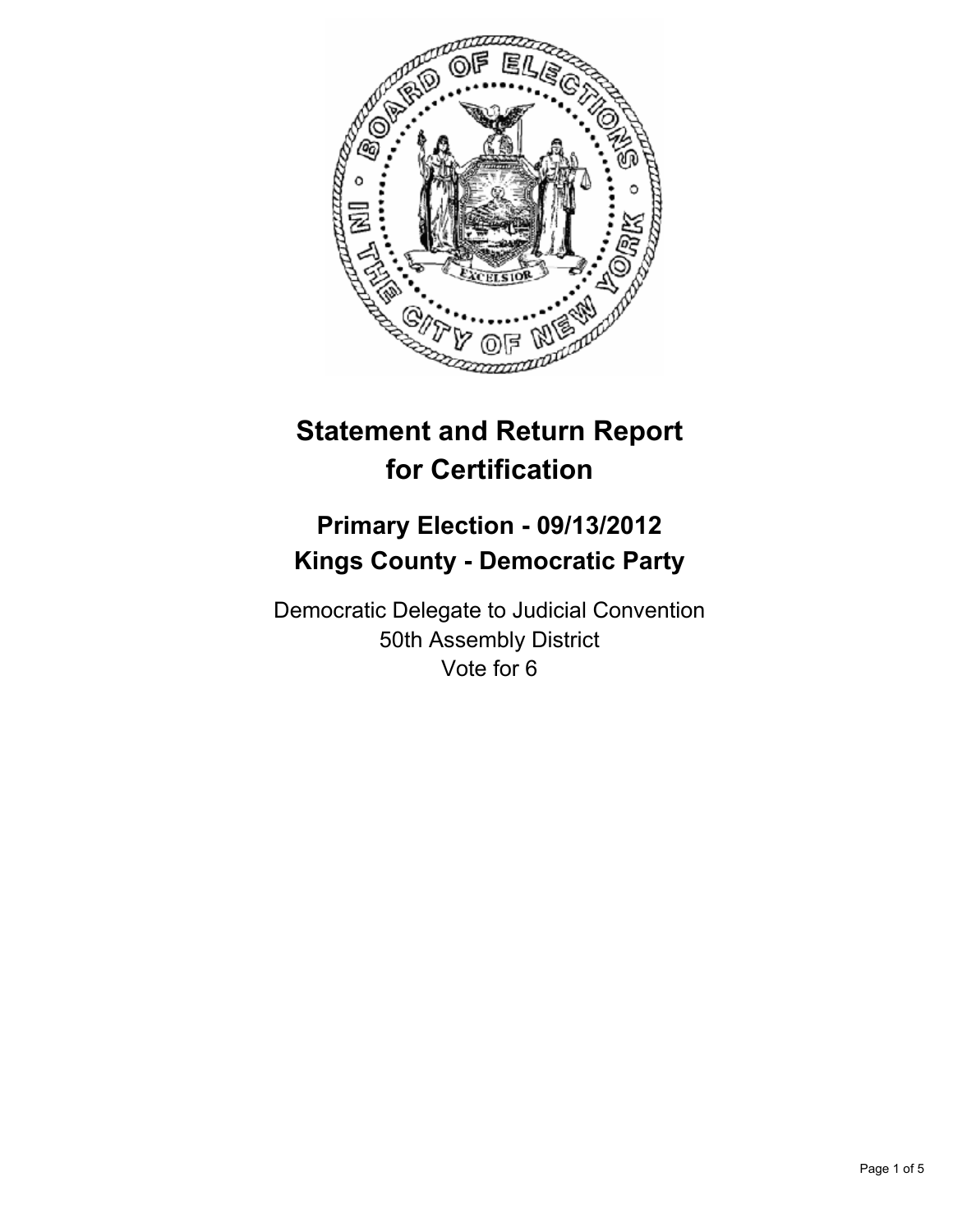# Statement and Return Report for Certification

## Primary Election - 09/13/2012
## Kings County - Democratic Party

Democratic Delegate to Judicial Convention
50th Assembly District
Vote for 6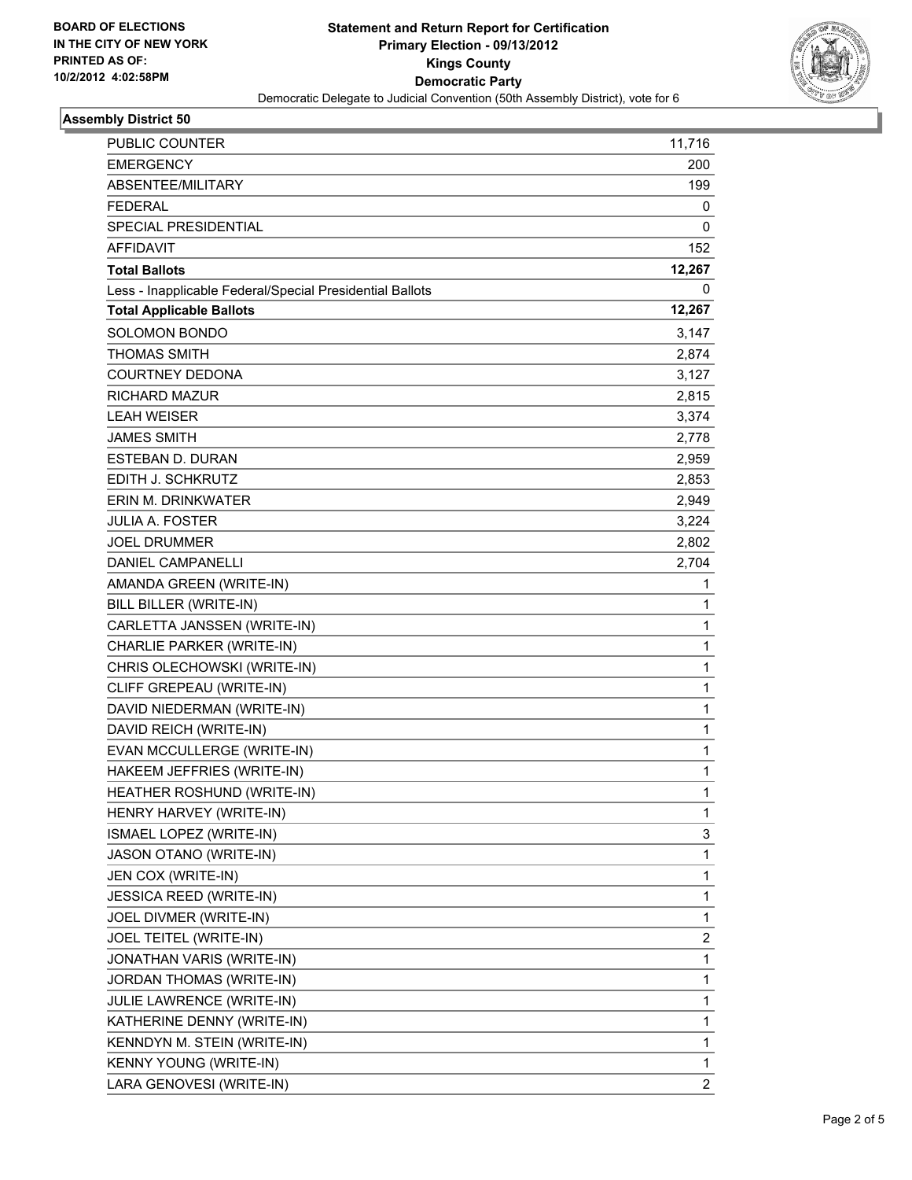BOARD OF ELECTIONS
IN THE CITY OF NEW YORK
PRINTED AS OF:
10/2/2012 4:02:58PM

**Statement and Return Report for Certification**
**Primary Election - 09/13/2012**
**Kings County**
**Democratic Party**
Democratic Delegate to Judicial Convention (50th Assembly District), vote for 6

## Assembly District 50

| | |
|---|---|
| PUBLIC COUNTER | 11,716 |
| EMERGENCY | 200 |
| ABSENTEE/MILITARY | 199 |
| FEDERAL | 0 |
| SPECIAL PRESIDENTIAL | 0 |
| AFFIDAVIT | 152 |
| **Total Ballots** | **12,267** |
| Less - Inapplicable Federal/Special Presidential Ballots | 0 |
| **Total Applicable Ballots** | **12,267** |
| SOLOMON BONDO | 3,147 |
| THOMAS SMITH | 2,874 |
| COURTNEY DEDONA | 3,127 |
| RICHARD MAZUR | 2,815 |
| LEAH WEISER | 3,374 |
| JAMES SMITH | 2,778 |
| ESTEBAN D. DURAN | 2,959 |
| EDITH J. SCHKRUTZ | 2,853 |
| ERIN M. DRINKWATER | 2,949 |
| JULIA A. FOSTER | 3,224 |
| JOEL DRUMMER | 2,802 |
| DANIEL CAMPANELLI | 2,704 |
| AMANDA GREEN (WRITE-IN) | 1 |
| BILL BILLER (WRITE-IN) | 1 |
| CARLETTA JANSSEN (WRITE-IN) | 1 |
| CHARLIE PARKER (WRITE-IN) | 1 |
| CHRIS OLECHOWSKI (WRITE-IN) | 1 |
| CLIFF GREPEAU (WRITE-IN) | 1 |
| DAVID NIEDERMAN (WRITE-IN) | 1 |
| DAVID REICH (WRITE-IN) | 1 |
| EVAN MCCULLERGE (WRITE-IN) | 1 |
| HAKEEM JEFFRIES (WRITE-IN) | 1 |
| HEATHER ROSHUND (WRITE-IN) | 1 |
| HENRY HARVEY (WRITE-IN) | 1 |
| ISMAEL LOPEZ (WRITE-IN) | 3 |
| JASON OTANO (WRITE-IN) | 1 |
| JEN COX (WRITE-IN) | 1 |
| JESSICA REED (WRITE-IN) | 1 |
| JOEL DIVMER (WRITE-IN) | 1 |
| JOEL TEITEL (WRITE-IN) | 2 |
| JONATHAN VARIS (WRITE-IN) | 1 |
| JORDAN THOMAS (WRITE-IN) | 1 |
| JULIE LAWRENCE (WRITE-IN) | 1 |
| KATHERINE DENNY (WRITE-IN) | 1 |
| KENNDYN M. STEIN (WRITE-IN) | 1 |
| KENNY YOUNG (WRITE-IN) | 1 |
| LARA GENOVESI (WRITE-IN) | 2 |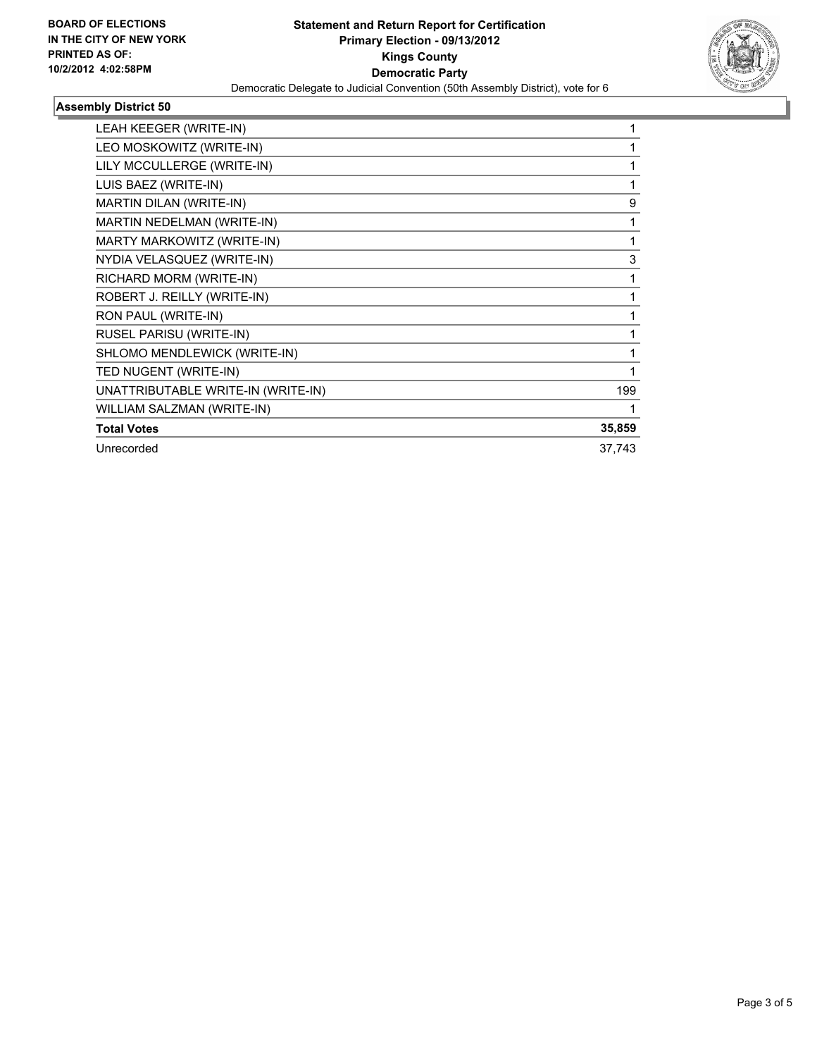**BOARD OF ELECTIONS IN THE CITY OF NEW YORK PRINTED AS OF: 10/2/2012 4:02:58PM**

# Statement and Return Report for Certification
## Primary Election - 09/13/2012
## Kings County
## Democratic Party

Democratic Delegate to Judicial Convention (50th Assembly District), vote for 6

### Assembly District 50

| | |
|---|---|
| LEAH KEEGER (WRITE-IN) | 1 |
| LEO MOSKOWITZ (WRITE-IN) | 1 |
| LILY MCCULLERGE (WRITE-IN) | 1 |
| LUIS BAEZ (WRITE-IN) | 1 |
| MARTIN DILAN (WRITE-IN) | 9 |
| MARTIN NEDELMAN (WRITE-IN) | 1 |
| MARTY MARKOWITZ (WRITE-IN) | 1 |
| NYDIA VELASQUEZ (WRITE-IN) | 3 |
| RICHARD MORM (WRITE-IN) | 1 |
| ROBERT J. REILLY (WRITE-IN) | 1 |
| RON PAUL (WRITE-IN) | 1 |
| RUSEL PARISU (WRITE-IN) | 1 |
| SHLOMO MENDLEWICK (WRITE-IN) | 1 |
| TED NUGENT (WRITE-IN) | 1 |
| UNATTRIBUTABLE WRITE-IN (WRITE-IN) | 199 |
| WILLIAM SALZMAN (WRITE-IN) | 1 |
| **Total Votes** | **35,859** |
| Unrecorded | 37,743 |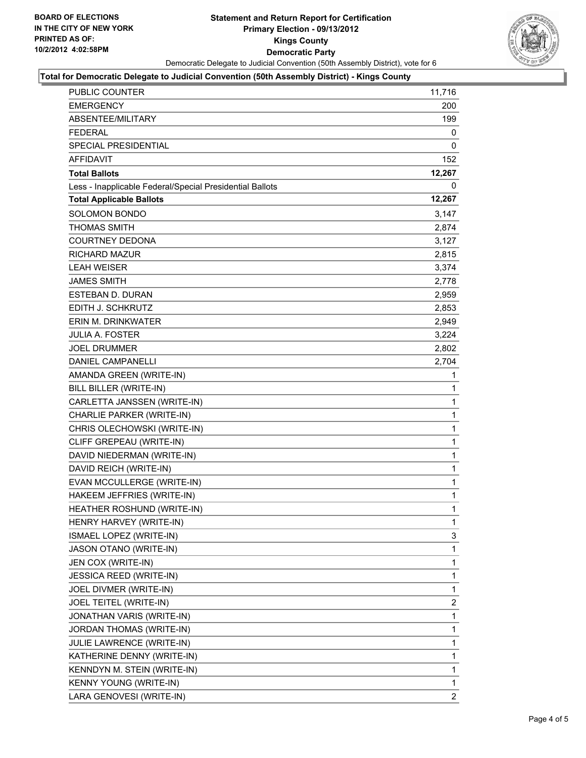**BOARD OF ELECTIONS IN THE CITY OF NEW YORK PRINTED AS OF: 10/2/2012 4:02:58PM**

# Statement and Return Report for Certification
## Primary Election - 09/13/2012
## Kings County
## Democratic Party

Democratic Delegate to Judicial Convention (50th Assembly District), vote for 6

### Total for Democratic Delegate to Judicial Convention (50th Assembly District) - Kings County

| | |
|---|---|
| PUBLIC COUNTER | 11,716 |
| EMERGENCY | 200 |
| ABSENTEE/MILITARY | 199 |
| FEDERAL | 0 |
| SPECIAL PRESIDENTIAL | 0 |
| AFFIDAVIT | 152 |
| **Total Ballots** | **12,267** |
| Less - Inapplicable Federal/Special Presidential Ballots | 0 |
| **Total Applicable Ballots** | **12,267** |
| SOLOMON BONDO | 3,147 |
| THOMAS SMITH | 2,874 |
| COURTNEY DEDONA | 3,127 |
| RICHARD MAZUR | 2,815 |
| LEAH WEISER | 3,374 |
| JAMES SMITH | 2,778 |
| ESTEBAN D. DURAN | 2,959 |
| EDITH J. SCHKRUTZ | 2,853 |
| ERIN M. DRINKWATER | 2,949 |
| JULIA A. FOSTER | 3,224 |
| JOEL DRUMMER | 2,802 |
| DANIEL CAMPANELLI | 2,704 |
| AMANDA GREEN (WRITE-IN) | 1 |
| BILL BILLER (WRITE-IN) | 1 |
| CARLETTA JANSSEN (WRITE-IN) | 1 |
| CHARLIE PARKER (WRITE-IN) | 1 |
| CHRIS OLECHOWSKI (WRITE-IN) | 1 |
| CLIFF GREPEAU (WRITE-IN) | 1 |
| DAVID NIEDERMAN (WRITE-IN) | 1 |
| DAVID REICH (WRITE-IN) | 1 |
| EVAN MCCULLERGE (WRITE-IN) | 1 |
| HAKEEM JEFFRIES (WRITE-IN) | 1 |
| HEATHER ROSHUND (WRITE-IN) | 1 |
| HENRY HARVEY (WRITE-IN) | 1 |
| ISMAEL LOPEZ (WRITE-IN) | 3 |
| JASON OTANO (WRITE-IN) | 1 |
| JEN COX (WRITE-IN) | 1 |
| JESSICA REED (WRITE-IN) | 1 |
| JOEL DIVMER (WRITE-IN) | 1 |
| JOEL TEITEL (WRITE-IN) | 2 |
| JONATHAN VARIS (WRITE-IN) | 1 |
| JORDAN THOMAS (WRITE-IN) | 1 |
| JULIE LAWRENCE (WRITE-IN) | 1 |
| KATHERINE DENNY (WRITE-IN) | 1 |
| KENNDYN M. STEIN (WRITE-IN) | 1 |
| KENNY YOUNG (WRITE-IN) | 1 |
| LARA GENOVESI (WRITE-IN) | 2 |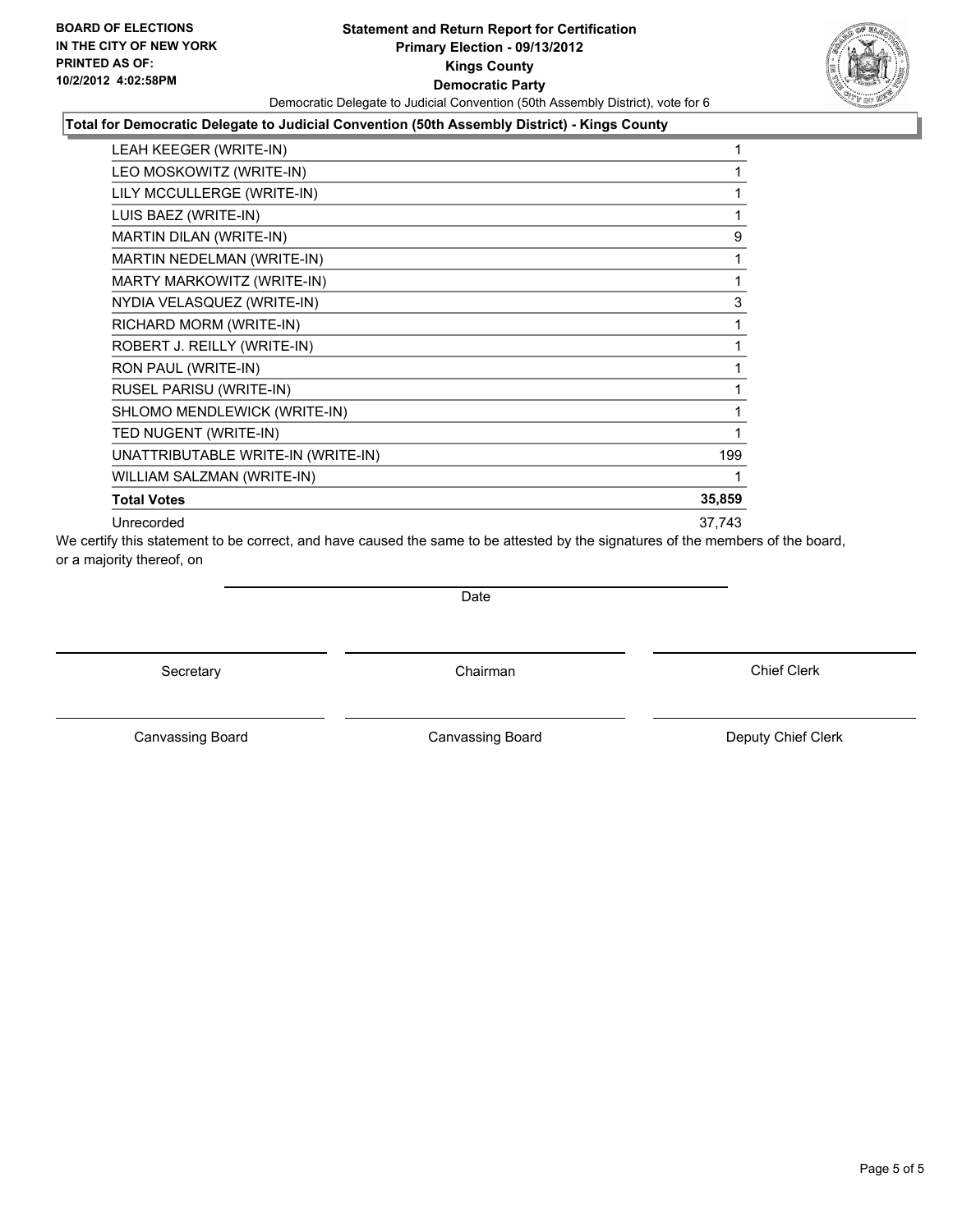**BOARD OF ELECTIONS IN THE CITY OF NEW YORK PRINTED AS OF: 10/2/2012 4:02:58PM**

**Statement and Return Report for Certification**
**Primary Election - 09/13/2012**
**Kings County**
**Democratic Party**

Democratic Delegate to Judicial Convention (50th Assembly District), vote for 6

**Total for Democratic Delegate to Judicial Convention (50th Assembly District) - Kings County**

| | |
|---|---|
| LEAH KEEGER (WRITE-IN) | 1 |
| LEO MOSKOWITZ (WRITE-IN) | 1 |
| LILY MCCULLERGE (WRITE-IN) | 1 |
| LUIS BAEZ (WRITE-IN) | 1 |
| MARTIN DILAN (WRITE-IN) | 9 |
| MARTIN NEDELMAN (WRITE-IN) | 1 |
| MARTY MARKOWITZ (WRITE-IN) | 1 |
| NYDIA VELASQUEZ (WRITE-IN) | 3 |
| RICHARD MORM (WRITE-IN) | 1 |
| ROBERT J. REILLY (WRITE-IN) | 1 |
| RON PAUL (WRITE-IN) | 1 |
| RUSEL PARISU (WRITE-IN) | 1 |
| SHLOMO MENDLEWICK (WRITE-IN) | 1 |
| TED NUGENT (WRITE-IN) | 1 |
| UNATTRIBUTABLE WRITE-IN (WRITE-IN) | 199 |
| WILLIAM SALZMAN (WRITE-IN) | 1 |
| **Total Votes** | **35,859** |
| Unrecorded | 37,743 |

We certify this statement to be correct, and have caused the same to be attested by the signatures of the members of the board, or a majority thereof, on

Date

Secretary | Chairman | Chief Clerk

Canvassing Board | Canvassing Board | Deputy Chief Clerk